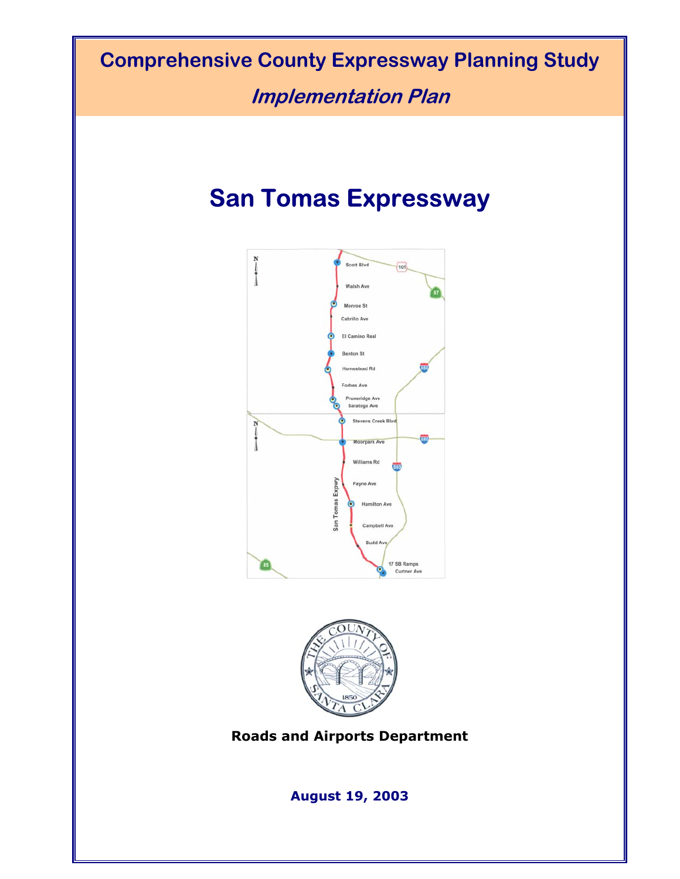# Comprehensive County Expressway Planning Study

## *Implementation Plan*

# San Tomas Expressway

Scott Blvd
Walsh Ave
Monroe St
Cabrillo Ave
El Camino Real
Benton St
Homestead Rd
Forbes Ave
Pruneridge Ave
Saratoga Ave
Stevens Creek Blvd
Moorpark Ave
Williams Rd
Payne Ave
Hamilton Ave
Campbell Ave
Budd Ave
17 SB Ramps
Curtner Ave

San Tomas Expwy

**Roads and Airports Department**

**August 19, 2003**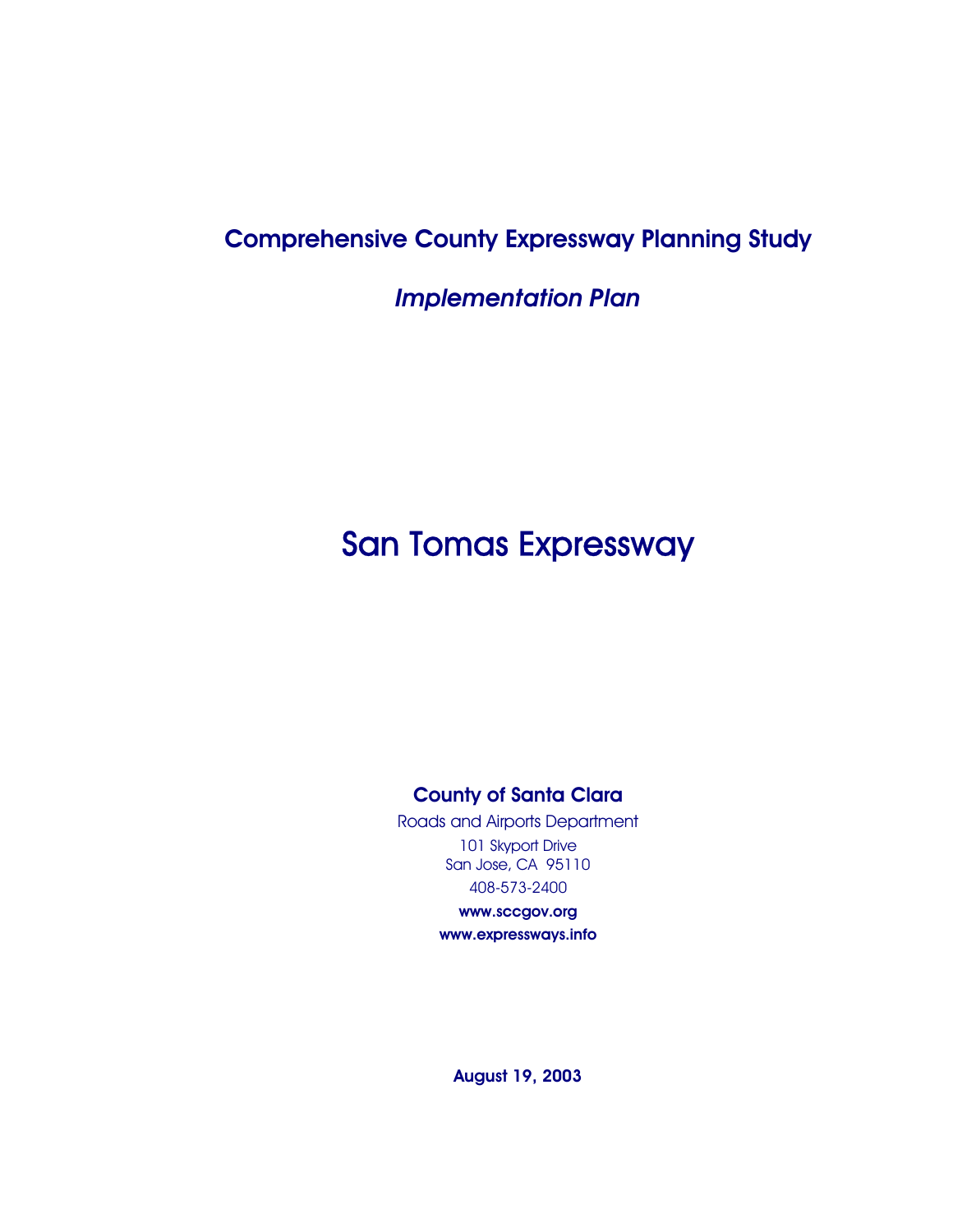# Comprehensive County Expressway Planning Study

## *Implementation Plan*

# San Tomas Expressway

**County of Santa Clara**

Roads and Airports Department

101 Skyport Drive
San Jose, CA 95110

408-573-2400

**www.sccgov.org**

**www.expressways.info**

**August 19, 2003**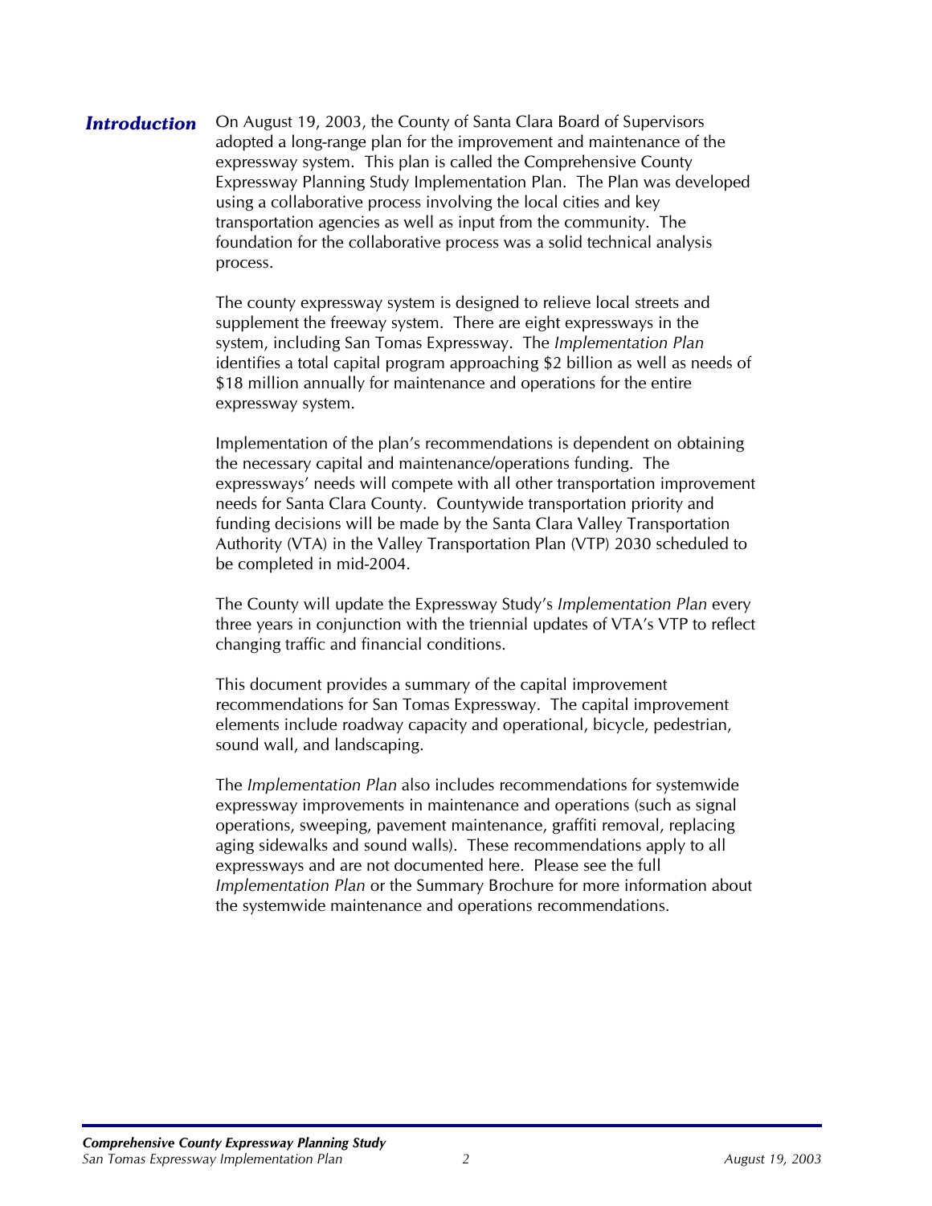## *Introduction*

On August 19, 2003, the County of Santa Clara Board of Supervisors adopted a long-range plan for the improvement and maintenance of the expressway system. This plan is called the Comprehensive County Expressway Planning Study Implementation Plan. The Plan was developed using a collaborative process involving the local cities and key transportation agencies as well as input from the community. The foundation for the collaborative process was a solid technical analysis process.

The county expressway system is designed to relieve local streets and supplement the freeway system. There are eight expressways in the system, including San Tomas Expressway. The *Implementation Plan* identifies a total capital program approaching $2 billion as well as needs of $18 million annually for maintenance and operations for the entire expressway system.

Implementation of the plan's recommendations is dependent on obtaining the necessary capital and maintenance/operations funding. The expressways' needs will compete with all other transportation improvement needs for Santa Clara County. Countywide transportation priority and funding decisions will be made by the Santa Clara Valley Transportation Authority (VTA) in the Valley Transportation Plan (VTP) 2030 scheduled to be completed in mid-2004.

The County will update the Expressway Study's *Implementation Plan* every three years in conjunction with the triennial updates of VTA's VTP to reflect changing traffic and financial conditions.

This document provides a summary of the capital improvement recommendations for San Tomas Expressway. The capital improvement elements include roadway capacity and operational, bicycle, pedestrian, sound wall, and landscaping.

The *Implementation Plan* also includes recommendations for systemwide expressway improvements in maintenance and operations (such as signal operations, sweeping, pavement maintenance, graffiti removal, replacing aging sidewalks and sound walls). These recommendations apply to all expressways and are not documented here. Please see the full *Implementation Plan* or the Summary Brochure for more information about the systemwide maintenance and operations recommendations.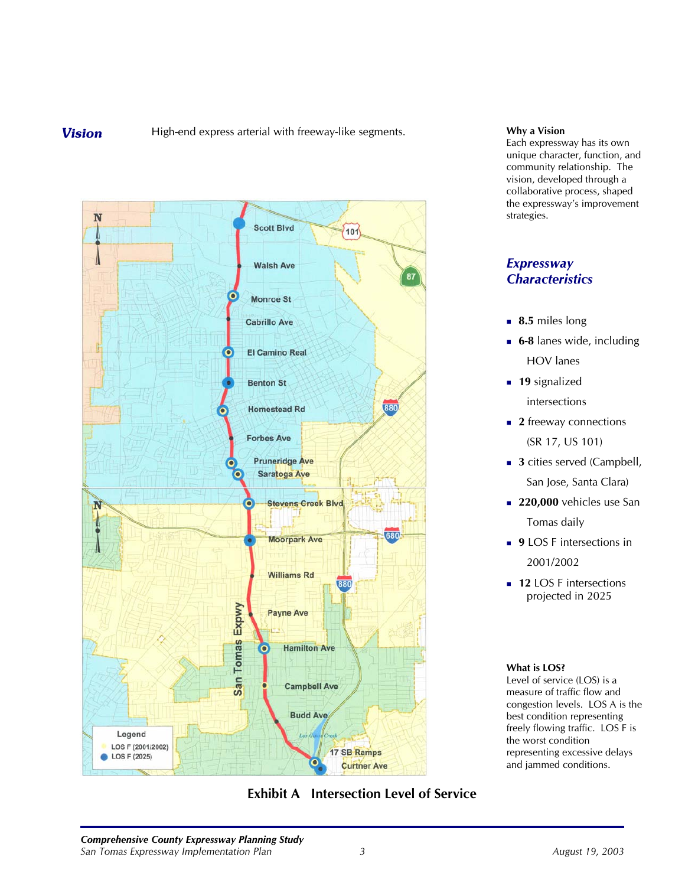***Vision*** High-end express arterial with freeway-like segments.

**Exhibit A Intersection Level of Service**

**Why a Vision**
Each expressway has its own unique character, function, and community relationship. The vision, developed through a collaborative process, shaped the expressway's improvement strategies.

## *Expressway Characteristics*

- **8.5** miles long
- **6-8** lanes wide, including HOV lanes
- **19** signalized intersections
- **2** freeway connections (SR 17, US 101)
- **3** cities served (Campbell, San Jose, Santa Clara)
- **220,000** vehicles use San Tomas daily
- **9** LOS F intersections in 2001/2002
- **12** LOS F intersections projected in 2025

**What is LOS?**
Level of service (LOS) is a measure of traffic flow and congestion levels. LOS A is the best condition representing freely flowing traffic. LOS F is the worst condition representing excessive delays and jammed conditions.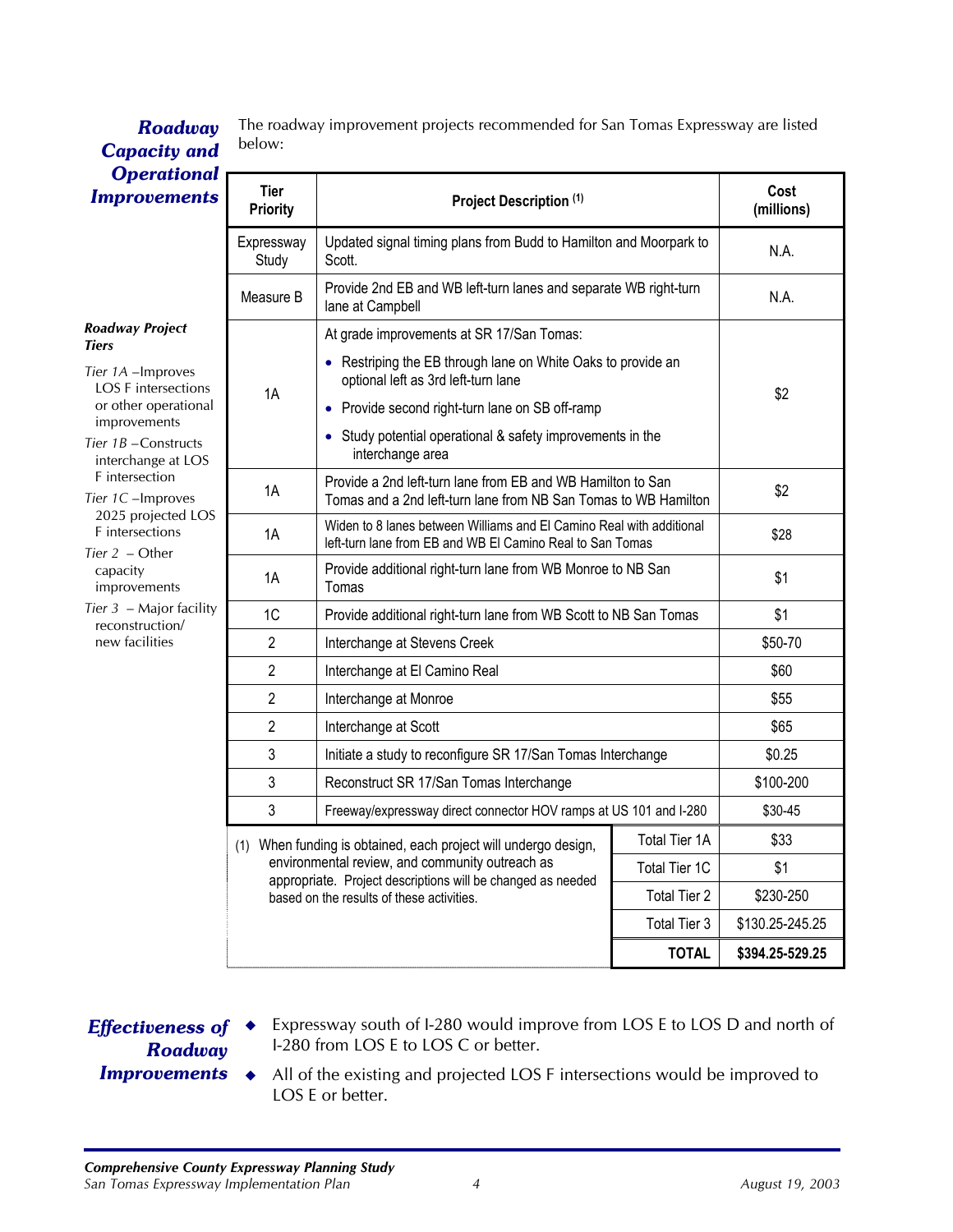## Roadway Capacity and Operational Improvements

The roadway improvement projects recommended for San Tomas Expressway are listed below:

| Tier Priority | Project Description (1) | Cost (millions) |
|---|---|---|
| Expressway Study | Updated signal timing plans from Budd to Hamilton and Moorpark to Scott. | N.A. |
| Measure B | Provide 2nd EB and WB left-turn lanes and separate WB right-turn lane at Campbell | N.A. |
| 1A | At grade improvements at SR 17/San Tomas: <br>• Restriping the EB through lane on White Oaks to provide an optional left as 3rd left-turn lane <br>• Provide second right-turn lane on SB off-ramp <br>• Study potential operational & safety improvements in the interchange area | $2 |
| 1A | Provide a 2nd left-turn lane from EB and WB Hamilton to San Tomas and a 2nd left-turn lane from NB San Tomas to WB Hamilton | $2 |
| 1A | Widen to 8 lanes between Williams and El Camino Real with additional left-turn lane from EB and WB El Camino Real to San Tomas | $28 |
| 1A | Provide additional right-turn lane from WB Monroe to NB San Tomas | $1 |
| 1C | Provide additional right-turn lane from WB Scott to NB San Tomas | $1 |
| 2 | Interchange at Stevens Creek | $50-70 |
| 2 | Interchange at El Camino Real | $60 |
| 2 | Interchange at Monroe | $55 |
| 2 | Interchange at Scott | $65 |
| 3 | Initiate a study to reconfigure SR 17/San Tomas Interchange | $0.25 |
| 3 | Reconstruct SR 17/San Tomas Interchange | $100-200 |
| 3 | Freeway/expressway direct connector HOV ramps at US 101 and I-280 | $30-45 |
| | Total Tier 1A | $33 |
| | Total Tier 1C | $1 |
| | Total Tier 2 | $230-250 |
| | Total Tier 3 | $130.25-245.25 |
| | **TOTAL** | **$394.25-529.25** |

(1) When funding is obtained, each project will undergo design, environmental review, and community outreach as appropriate. Project descriptions will be changed as needed based on the results of these activities.

***Roadway Project Tiers***

*Tier 1A* – Improves LOS F intersections or other operational improvements

*Tier 1B* – Constructs interchange at LOS F intersection

*Tier 1C* – Improves 2025 projected LOS F intersections

*Tier 2* – Other capacity improvements

*Tier 3* – Major facility reconstruction/ new facilities

## Effectiveness of Roadway Improvements

- Expressway south of I-280 would improve from LOS E to LOS D and north of I-280 from LOS E to LOS C or better.
- All of the existing and projected LOS F intersections would be improved to LOS E or better.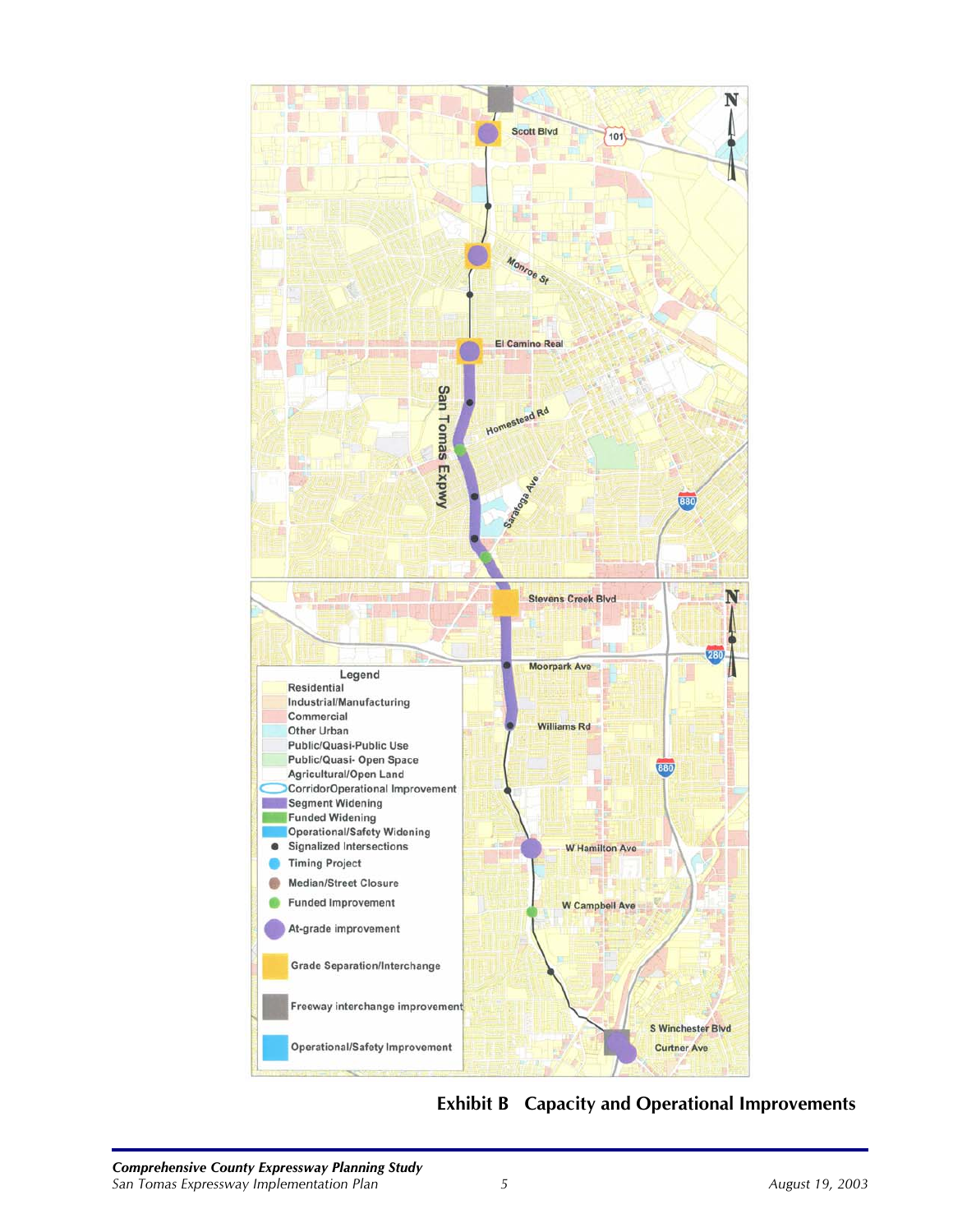**Exhibit B Capacity and Operational Improvements**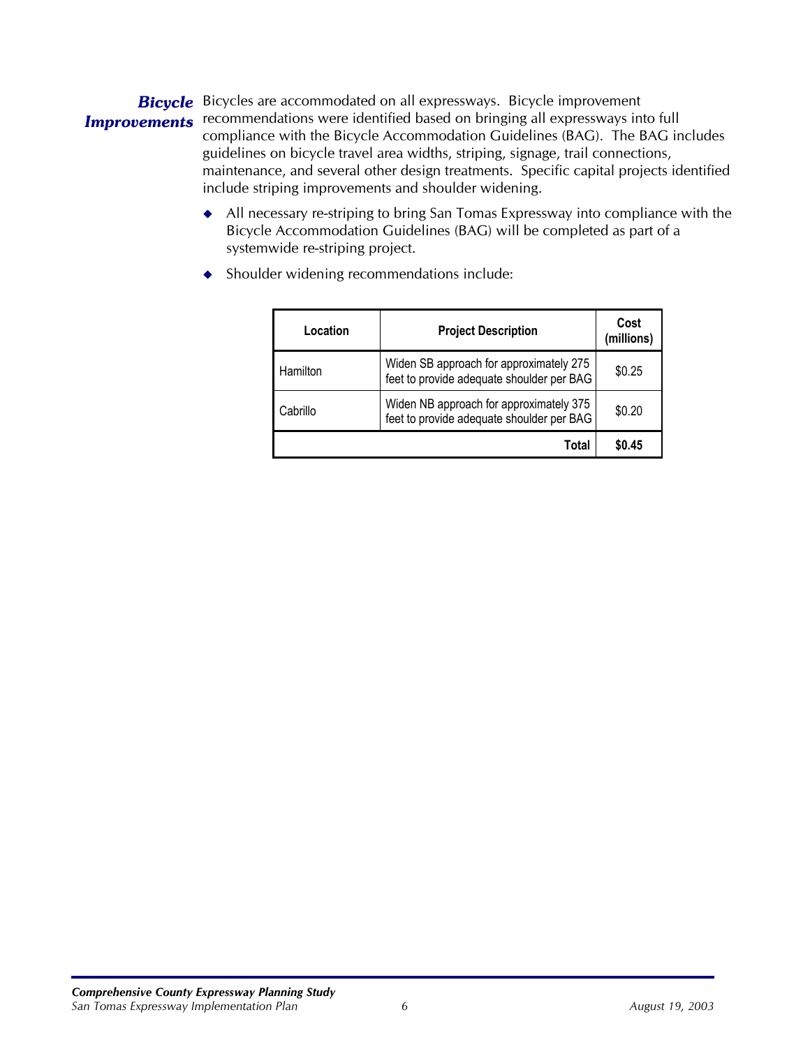## Bicycle Improvements

Bicycles are accommodated on all expressways. Bicycle improvement recommendations were identified based on bringing all expressways into full compliance with the Bicycle Accommodation Guidelines (BAG). The BAG includes guidelines on bicycle travel area widths, striping, signage, trail connections, maintenance, and several other design treatments. Specific capital projects identified include striping improvements and shoulder widening.

- All necessary re-striping to bring San Tomas Expressway into compliance with the Bicycle Accommodation Guidelines (BAG) will be completed as part of a systemwide re-striping project.
- Shoulder widening recommendations include:

| Location | Project Description | Cost (millions) |
|---|---|---|
| Hamilton | Widen SB approach for approximately 275 feet to provide adequate shoulder per BAG | $0.25 |
| Cabrillo | Widen NB approach for approximately 375 feet to provide adequate shoulder per BAG | $0.20 |
| | **Total** | **$0.45** |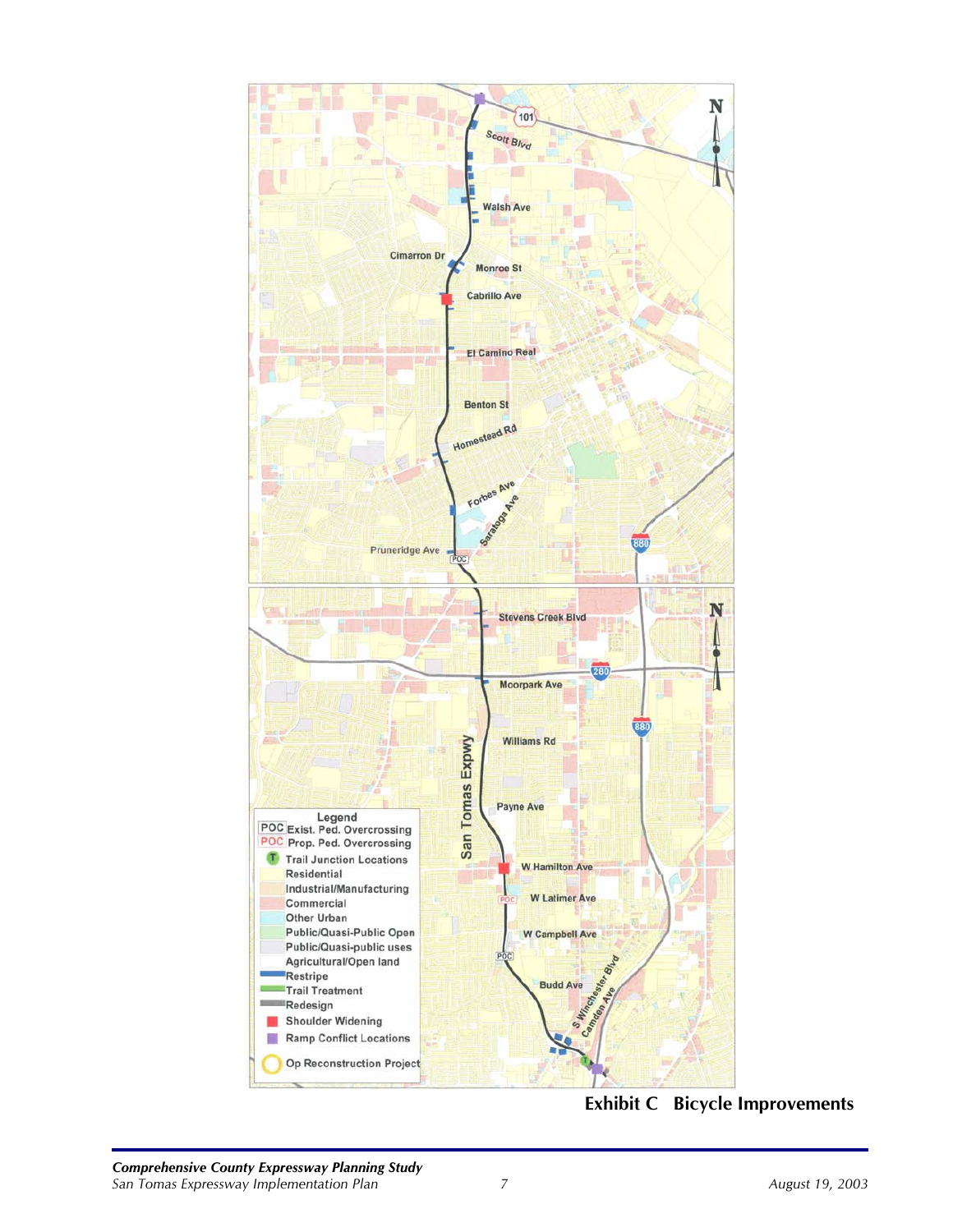**Exhibit C Bicycle Improvements**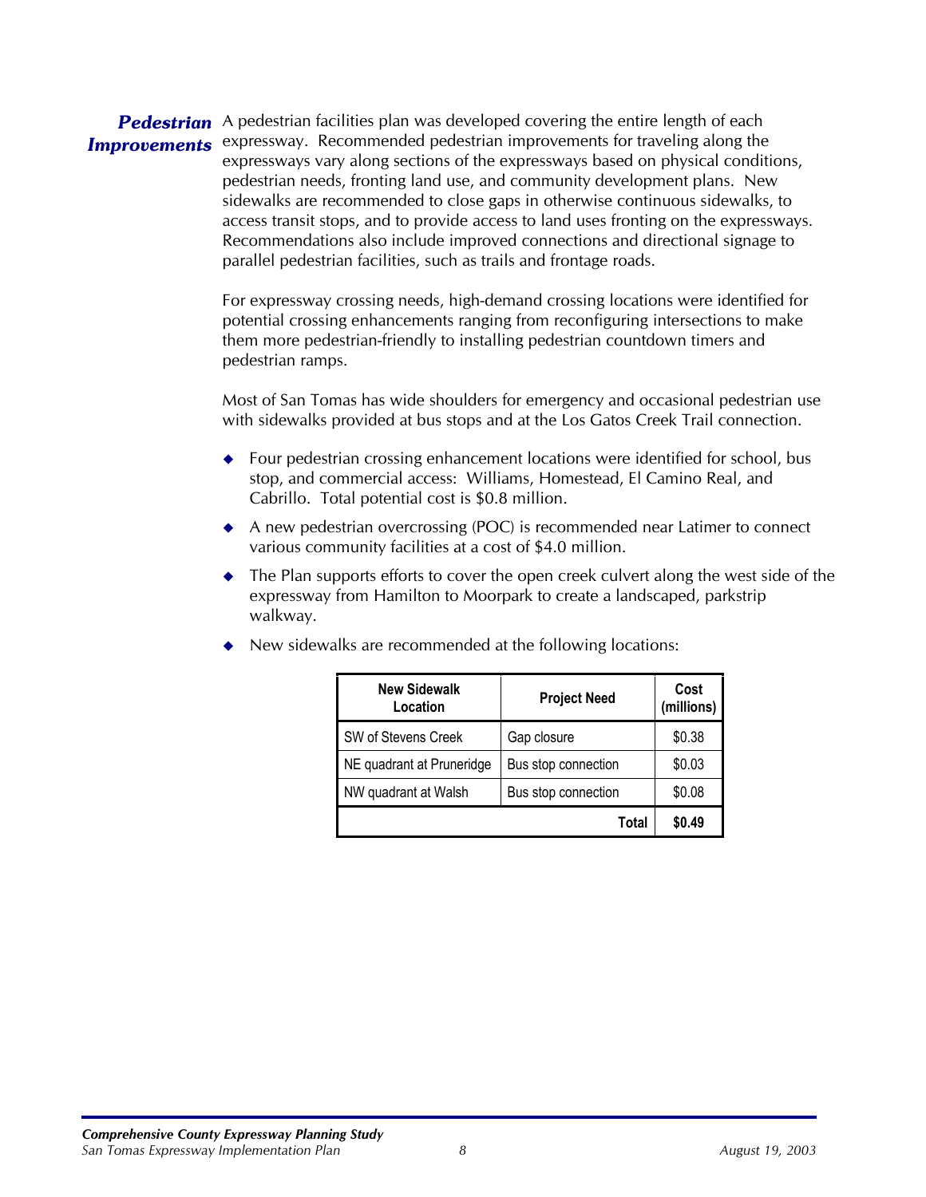## Pedestrian Improvements

A pedestrian facilities plan was developed covering the entire length of each expressway. Recommended pedestrian improvements for traveling along the expressways vary along sections of the expressways based on physical conditions, pedestrian needs, fronting land use, and community development plans. New sidewalks are recommended to close gaps in otherwise continuous sidewalks, to access transit stops, and to provide access to land uses fronting on the expressways. Recommendations also include improved connections and directional signage to parallel pedestrian facilities, such as trails and frontage roads.

For expressway crossing needs, high-demand crossing locations were identified for potential crossing enhancements ranging from reconfiguring intersections to make them more pedestrian-friendly to installing pedestrian countdown timers and pedestrian ramps.

Most of San Tomas has wide shoulders for emergency and occasional pedestrian use with sidewalks provided at bus stops and at the Los Gatos Creek Trail connection.

- Four pedestrian crossing enhancement locations were identified for school, bus stop, and commercial access: Williams, Homestead, El Camino Real, and Cabrillo. Total potential cost is $0.8 million.
- A new pedestrian overcrossing (POC) is recommended near Latimer to connect various community facilities at a cost of $4.0 million.
- The Plan supports efforts to cover the open creek culvert along the west side of the expressway from Hamilton to Moorpark to create a landscaped, parkstrip walkway.
- New sidewalks are recommended at the following locations:

| New Sidewalk Location | Project Need | Cost (millions) |
|---|---|---|
| SW of Stevens Creek | Gap closure | $0.38 |
| NE quadrant at Pruneridge | Bus stop connection | $0.03 |
| NW quadrant at Walsh | Bus stop connection | $0.08 |
| | **Total** | **$0.49** |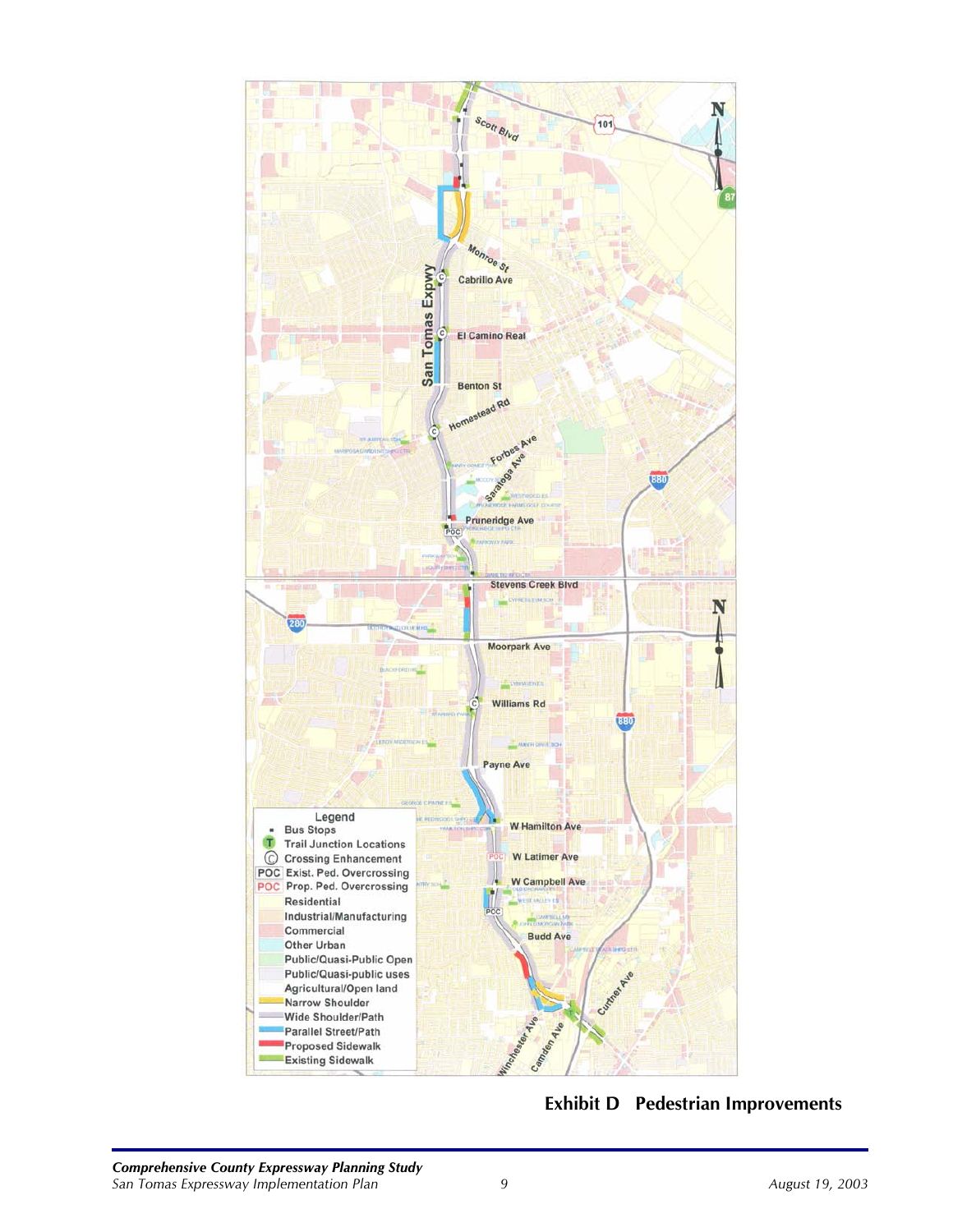Exhibit D Pedestrian Improvements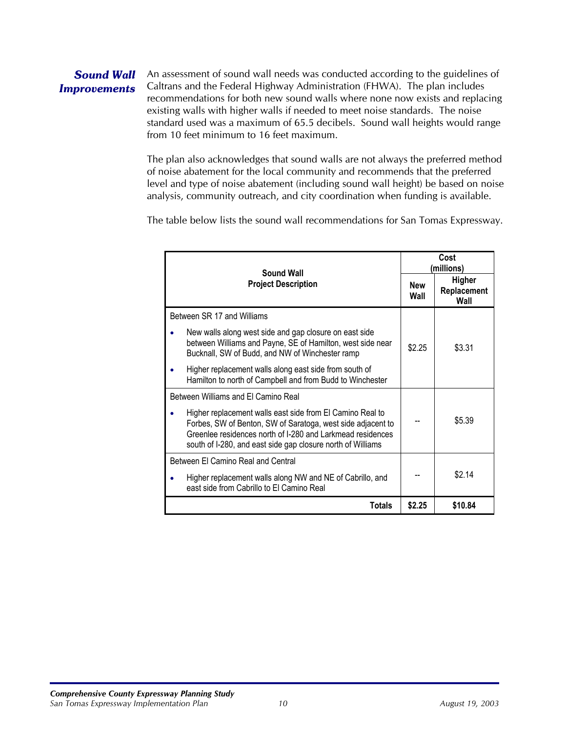## *Sound Wall Improvements*

An assessment of sound wall needs was conducted according to the guidelines of Caltrans and the Federal Highway Administration (FHWA). The plan includes recommendations for both new sound walls where none now exists and replacing existing walls with higher walls if needed to meet noise standards. The noise standard used was a maximum of 65.5 decibels. Sound wall heights would range from 10 feet minimum to 16 feet maximum.

The plan also acknowledges that sound walls are not always the preferred method of noise abatement for the local community and recommends that the preferred level and type of noise abatement (including sound wall height) be based on noise analysis, community outreach, and city coordination when funding is available.

The table below lists the sound wall recommendations for San Tomas Expressway.

| Sound Wall Project Description | Cost (millions) | |
|---|---|---|
| | **New Wall** | **Higher Replacement Wall** |
| Between SR 17 and Williams<br>• New walls along west side and gap closure on east side between Williams and Payne, SE of Hamilton, west side near Bucknall, SW of Budd, and NW of Winchester ramp<br>• Higher replacement walls along east side from south of Hamilton to north of Campbell and from Budd to Winchester | $2.25 | $3.31 |
| Between Williams and El Camino Real<br>• Higher replacement walls east side from El Camino Real to Forbes, SW of Benton, SW of Saratoga, west side adjacent to Greenlee residences north of I-280 and Larkmead residences south of I-280, and east side gap closure north of Williams | -- | $5.39 |
| Between El Camino Real and Central<br>• Higher replacement walls along NW and NE of Cabrillo, and east side from Cabrillo to El Camino Real | -- | $2.14 |
| **Totals** | **$2.25** | **$10.84** |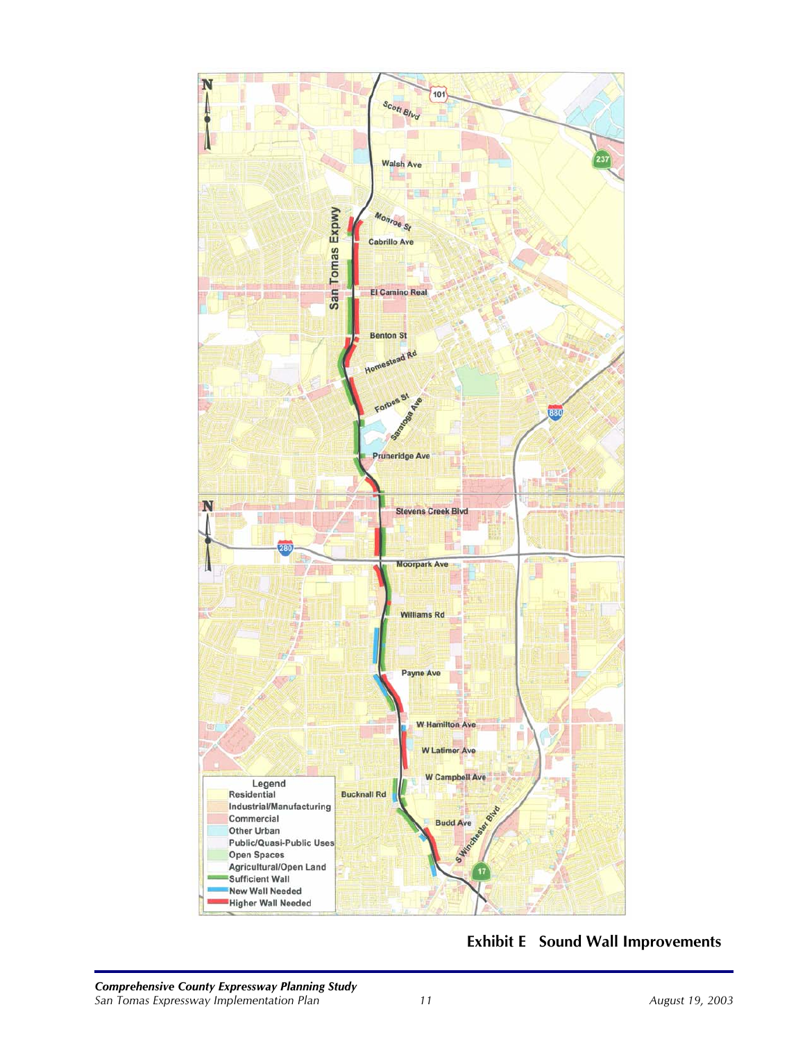**Exhibit E Sound Wall Improvements**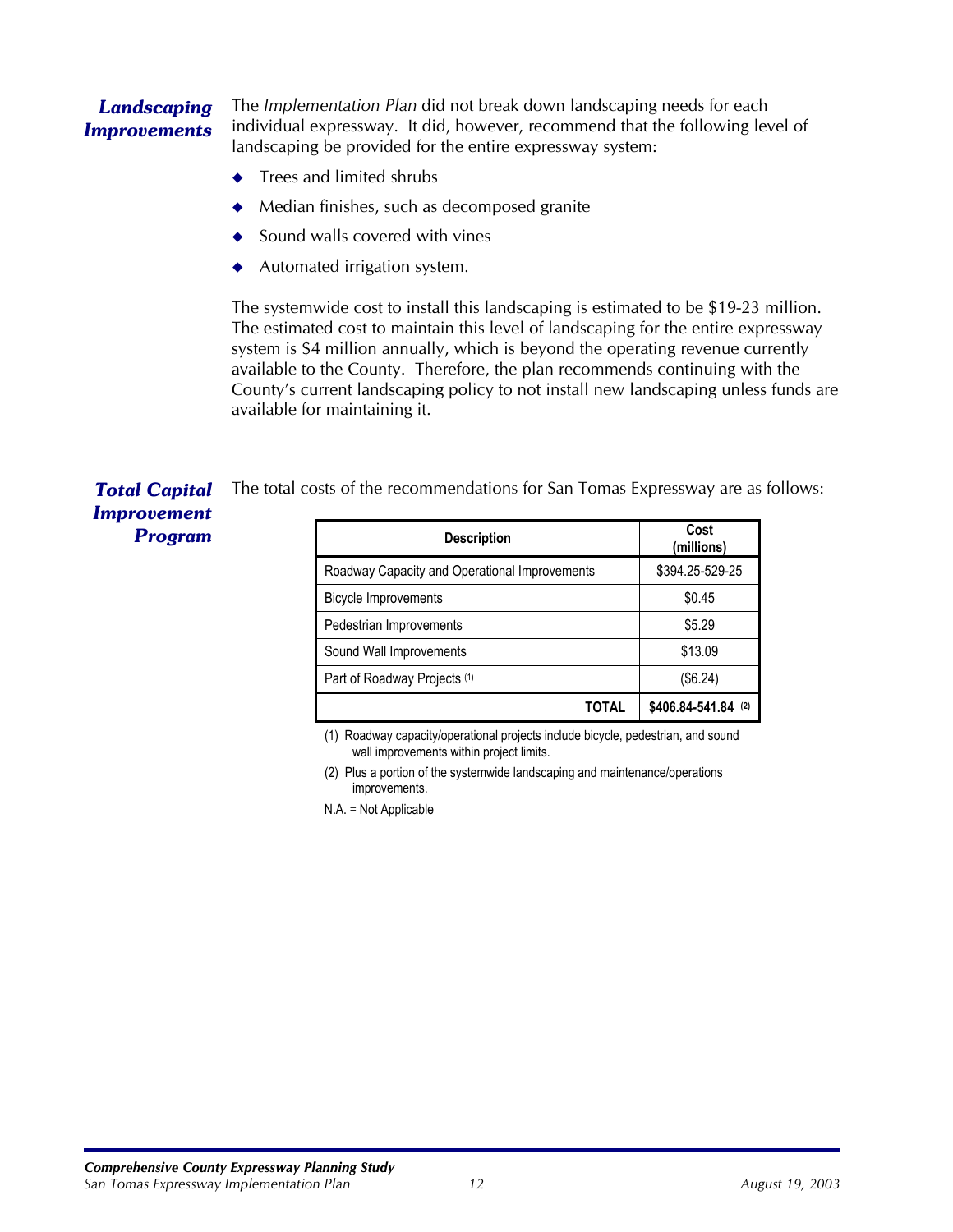## Landscaping Improvements

The *Implementation Plan* did not break down landscaping needs for each individual expressway. It did, however, recommend that the following level of landscaping be provided for the entire expressway system:

- Trees and limited shrubs
- Median finishes, such as decomposed granite
- Sound walls covered with vines
- Automated irrigation system.

The systemwide cost to install this landscaping is estimated to be $19-23 million. The estimated cost to maintain this level of landscaping for the entire expressway system is $4 million annually, which is beyond the operating revenue currently available to the County. Therefore, the plan recommends continuing with the County's current landscaping policy to not install new landscaping unless funds are available for maintaining it.

## Total Capital Improvement Program

The total costs of the recommendations for San Tomas Expressway are as follows:

| Description | Cost (millions) |
|---|---|
| Roadway Capacity and Operational Improvements | $394.25-529-25 |
| Bicycle Improvements | $0.45 |
| Pedestrian Improvements | $5.29 |
| Sound Wall Improvements | $13.09 |
| Part of Roadway Projects (1) | ($6.24) |
| **TOTAL** | **$406.84-541.84** (2) |

(1) Roadway capacity/operational projects include bicycle, pedestrian, and sound wall improvements within project limits.

(2) Plus a portion of the systemwide landscaping and maintenance/operations improvements.

N.A. = Not Applicable